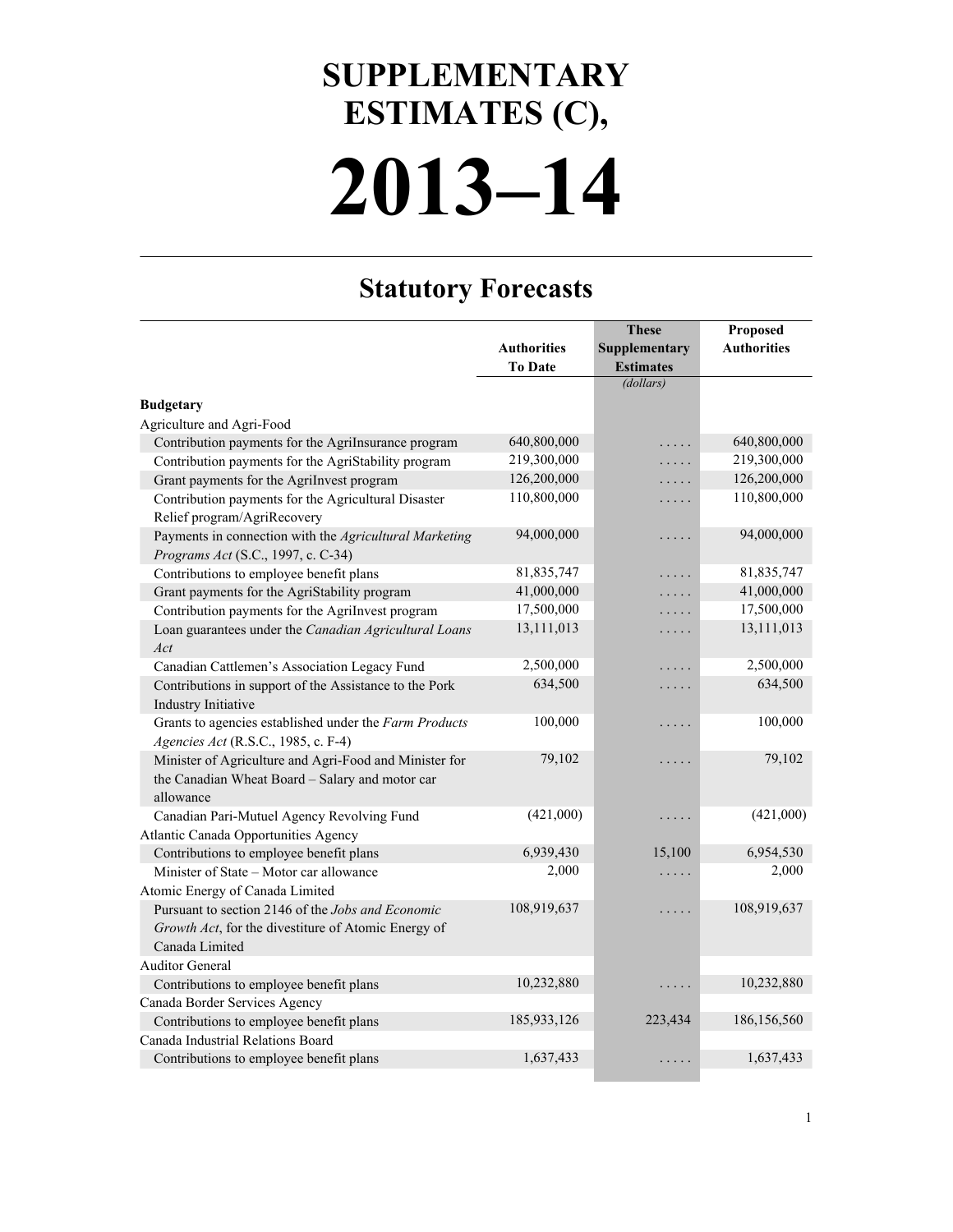# SUPPLEMENTARY ESTIMATES (C),

# 2013–14

## Statutory Forecasts

| | Authorities To Date | These Supplementary Estimates | Proposed Authorities |
|---|---|---|---|
| | | *(dollars)* | |
| **Budgetary** | | | |
| Agriculture and Agri-Food | | | |
| Contribution payments for the AgriInsurance program | 640,800,000 | . . . . . | 640,800,000 |
| Contribution payments for the AgriStability program | 219,300,000 | . . . . . | 219,300,000 |
| Grant payments for the AgriInvest program | 126,200,000 | . . . . . | 126,200,000 |
| Contribution payments for the Agricultural Disaster Relief program/AgriRecovery | 110,800,000 | . . . . . | 110,800,000 |
| Payments in connection with the *Agricultural Marketing Programs Act* (S.C., 1997, c. C-34) | 94,000,000 | . . . . . | 94,000,000 |
| Contributions to employee benefit plans | 81,835,747 | . . . . . | 81,835,747 |
| Grant payments for the AgriStability program | 41,000,000 | . . . . . | 41,000,000 |
| Contribution payments for the AgriInvest program | 17,500,000 | . . . . . | 17,500,000 |
| Loan guarantees under the *Canadian Agricultural Loans Act* | 13,111,013 | . . . . . | 13,111,013 |
| Canadian Cattlemen's Association Legacy Fund | 2,500,000 | . . . . . | 2,500,000 |
| Contributions in support of the Assistance to the Pork Industry Initiative | 634,500 | . . . . . | 634,500 |
| Grants to agencies established under the *Farm Products Agencies Act* (R.S.C., 1985, c. F-4) | 100,000 | . . . . . | 100,000 |
| Minister of Agriculture and Agri-Food and Minister for the Canadian Wheat Board – Salary and motor car allowance | 79,102 | . . . . . | 79,102 |
| Canadian Pari-Mutuel Agency Revolving Fund | (421,000) | . . . . . | (421,000) |
| Atlantic Canada Opportunities Agency | | | |
| Contributions to employee benefit plans | 6,939,430 | 15,100 | 6,954,530 |
| Minister of State – Motor car allowance | 2,000 | . . . . . | 2,000 |
| Atomic Energy of Canada Limited | | | |
| Pursuant to section 2146 of the *Jobs and Economic Growth Act*, for the divestiture of Atomic Energy of Canada Limited | 108,919,637 | . . . . . | 108,919,637 |
| Auditor General | | | |
| Contributions to employee benefit plans | 10,232,880 | . . . . . | 10,232,880 |
| Canada Border Services Agency | | | |
| Contributions to employee benefit plans | 185,933,126 | 223,434 | 186,156,560 |
| Canada Industrial Relations Board | | | |
| Contributions to employee benefit plans | 1,637,433 | . . . . . | 1,637,433 |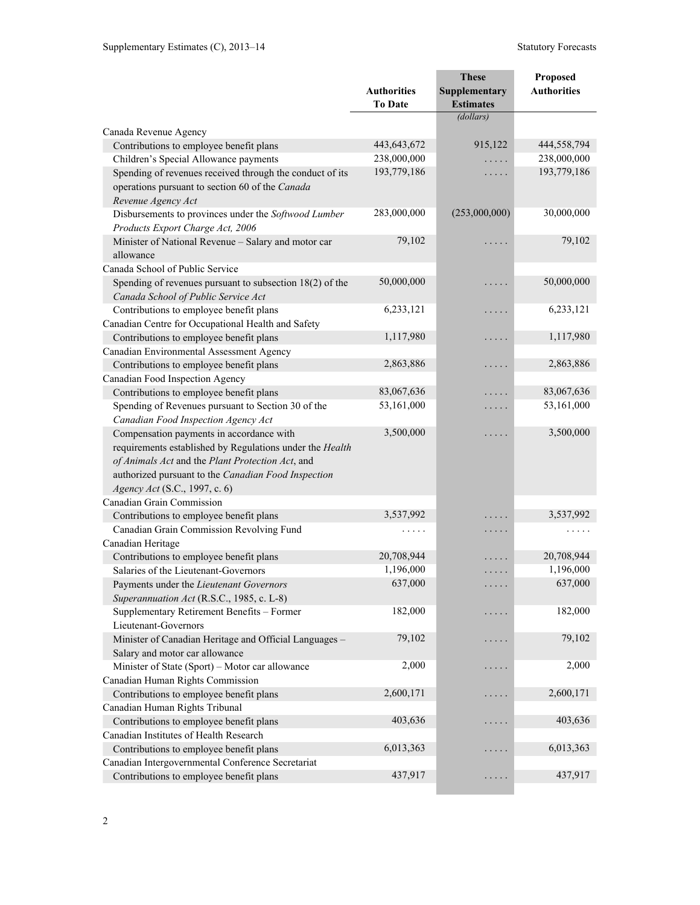| | Authorities To Date | These Supplementary Estimates | Proposed Authorities |
|---|---|---|---|
| | | *(dollars)* | |
| Canada Revenue Agency | | | |
| Contributions to employee benefit plans | 443,643,672 | 915,122 | 444,558,794 |
| Children's Special Allowance payments | 238,000,000 | . . . . . | 238,000,000 |
| Spending of revenues received through the conduct of its operations pursuant to section 60 of the *Canada Revenue Agency Act* | 193,779,186 | . . . . . | 193,779,186 |
| Disbursements to provinces under the *Softwood Lumber Products Export Charge Act, 2006* | 283,000,000 | (253,000,000) | 30,000,000 |
| Minister of National Revenue – Salary and motor car allowance | 79,102 | . . . . . | 79,102 |
| Canada School of Public Service | | | |
| Spending of revenues pursuant to subsection 18(2) of the *Canada School of Public Service Act* | 50,000,000 | . . . . . | 50,000,000 |
| Contributions to employee benefit plans | 6,233,121 | . . . . . | 6,233,121 |
| Canadian Centre for Occupational Health and Safety | | | |
| Contributions to employee benefit plans | 1,117,980 | . . . . . | 1,117,980 |
| Canadian Environmental Assessment Agency | | | |
| Contributions to employee benefit plans | 2,863,886 | . . . . . | 2,863,886 |
| Canadian Food Inspection Agency | | | |
| Contributions to employee benefit plans | 83,067,636 | . . . . . | 83,067,636 |
| Spending of Revenues pursuant to Section 30 of the *Canadian Food Inspection Agency Act* | 53,161,000 | . . . . . | 53,161,000 |
| Compensation payments in accordance with requirements established by Regulations under the *Health of Animals Act* and the *Plant Protection Act*, and authorized pursuant to the *Canadian Food Inspection Agency Act* (S.C., 1997, c. 6) | 3,500,000 | . . . . . | 3,500,000 |
| Canadian Grain Commission | | | |
| Contributions to employee benefit plans | 3,537,992 | . . . . . | 3,537,992 |
| Canadian Grain Commission Revolving Fund | . . . . . | . . . . . | . . . . . |
| Canadian Heritage | | | |
| Contributions to employee benefit plans | 20,708,944 | . . . . . | 20,708,944 |
| Salaries of the Lieutenant-Governors | 1,196,000 | . . . . . | 1,196,000 |
| Payments under the *Lieutenant Governors Superannuation Act* (R.S.C., 1985, c. L-8) | 637,000 | . . . . . | 637,000 |
| Supplementary Retirement Benefits – Former Lieutenant-Governors | 182,000 | . . . . . | 182,000 |
| Minister of Canadian Heritage and Official Languages – Salary and motor car allowance | 79,102 | . . . . . | 79,102 |
| Minister of State (Sport) – Motor car allowance | 2,000 | . . . . . | 2,000 |
| Canadian Human Rights Commission | | | |
| Contributions to employee benefit plans | 2,600,171 | . . . . . | 2,600,171 |
| Canadian Human Rights Tribunal | | | |
| Contributions to employee benefit plans | 403,636 | . . . . . | 403,636 |
| Canadian Institutes of Health Research | | | |
| Contributions to employee benefit plans | 6,013,363 | . . . . . | 6,013,363 |
| Canadian Intergovernmental Conference Secretariat | | | |
| Contributions to employee benefit plans | 437,917 | . . . . . | 437,917 |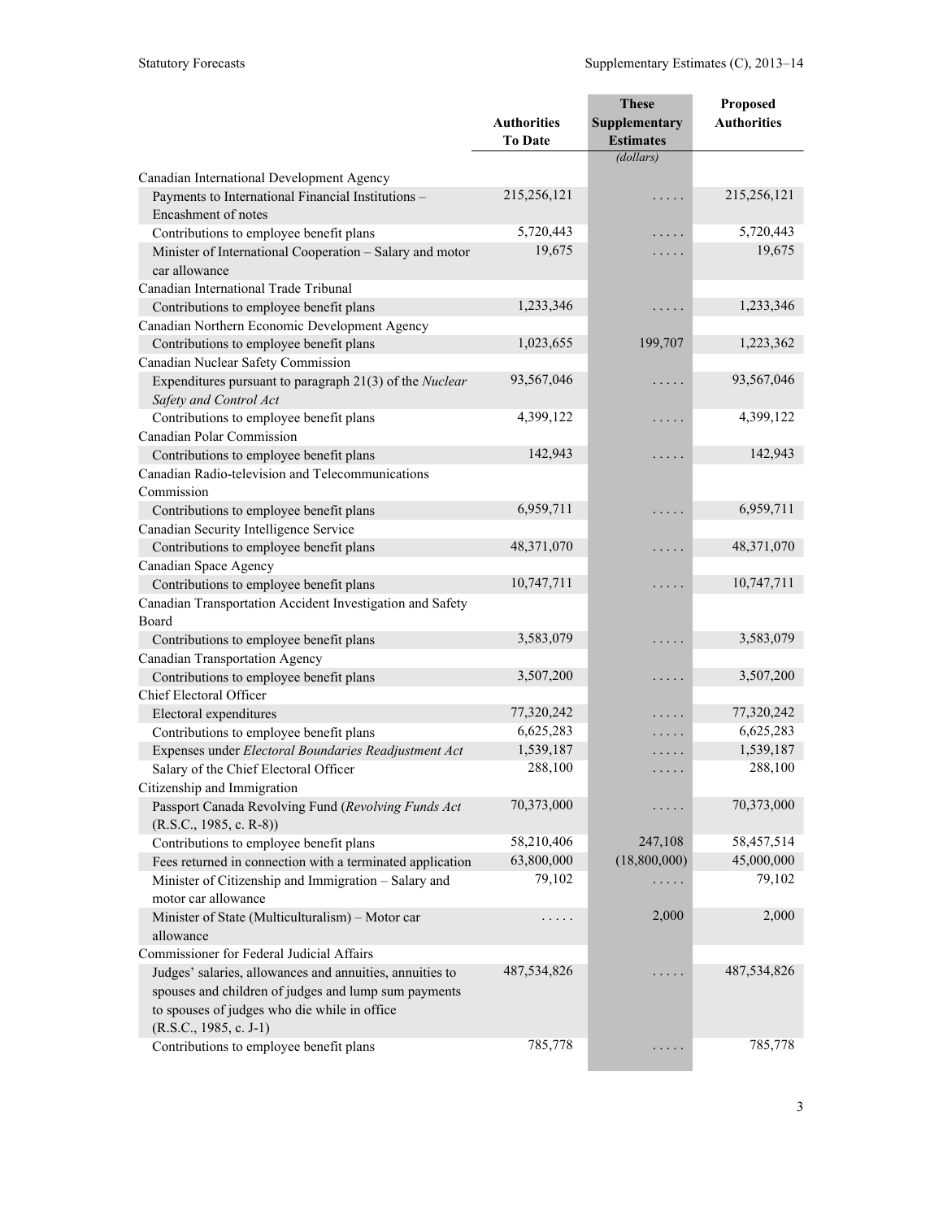| | Authorities To Date | These Supplementary Estimates | Proposed Authorities |
|---|---|---|---|
| | | *(dollars)* | |
| Canadian International Development Agency | | | |
| Payments to International Financial Institutions – Encashment of notes | 215,256,121 | . . . . . | 215,256,121 |
| Contributions to employee benefit plans | 5,720,443 | . . . . . | 5,720,443 |
| Minister of International Cooperation – Salary and motor car allowance | 19,675 | . . . . . | 19,675 |
| Canadian International Trade Tribunal | | | |
| Contributions to employee benefit plans | 1,233,346 | . . . . . | 1,233,346 |
| Canadian Northern Economic Development Agency | | | |
| Contributions to employee benefit plans | 1,023,655 | 199,707 | 1,223,362 |
| Canadian Nuclear Safety Commission | | | |
| Expenditures pursuant to paragraph 21(3) of the *Nuclear Safety and Control Act* | 93,567,046 | . . . . . | 93,567,046 |
| Contributions to employee benefit plans | 4,399,122 | . . . . . | 4,399,122 |
| Canadian Polar Commission | | | |
| Contributions to employee benefit plans | 142,943 | . . . . . | 142,943 |
| Canadian Radio-television and Telecommunications Commission | | | |
| Contributions to employee benefit plans | 6,959,711 | . . . . . | 6,959,711 |
| Canadian Security Intelligence Service | | | |
| Contributions to employee benefit plans | 48,371,070 | . . . . . | 48,371,070 |
| Canadian Space Agency | | | |
| Contributions to employee benefit plans | 10,747,711 | . . . . . | 10,747,711 |
| Canadian Transportation Accident Investigation and Safety Board | | | |
| Contributions to employee benefit plans | 3,583,079 | . . . . . | 3,583,079 |
| Canadian Transportation Agency | | | |
| Contributions to employee benefit plans | 3,507,200 | . . . . . | 3,507,200 |
| Chief Electoral Officer | | | |
| Electoral expenditures | 77,320,242 | . . . . . | 77,320,242 |
| Contributions to employee benefit plans | 6,625,283 | . . . . . | 6,625,283 |
| Expenses under *Electoral Boundaries Readjustment Act* | 1,539,187 | . . . . . | 1,539,187 |
| Salary of the Chief Electoral Officer | 288,100 | . . . . . | 288,100 |
| Citizenship and Immigration | | | |
| Passport Canada Revolving Fund (*Revolving Funds Act* (R.S.C., 1985, c. R-8)) | 70,373,000 | . . . . . | 70,373,000 |
| Contributions to employee benefit plans | 58,210,406 | 247,108 | 58,457,514 |
| Fees returned in connection with a terminated application | 63,800,000 | (18,800,000) | 45,000,000 |
| Minister of Citizenship and Immigration – Salary and motor car allowance | 79,102 | . . . . . | 79,102 |
| Minister of State (Multiculturalism) – Motor car allowance | . . . . . | 2,000 | 2,000 |
| Commissioner for Federal Judicial Affairs | | | |
| Judges' salaries, allowances and annuities, annuities to spouses and children of judges and lump sum payments to spouses of judges who die while in office (R.S.C., 1985, c. J-1) | 487,534,826 | . . . . . | 487,534,826 |
| Contributions to employee benefit plans | 785,778 | . . . . . | 785,778 |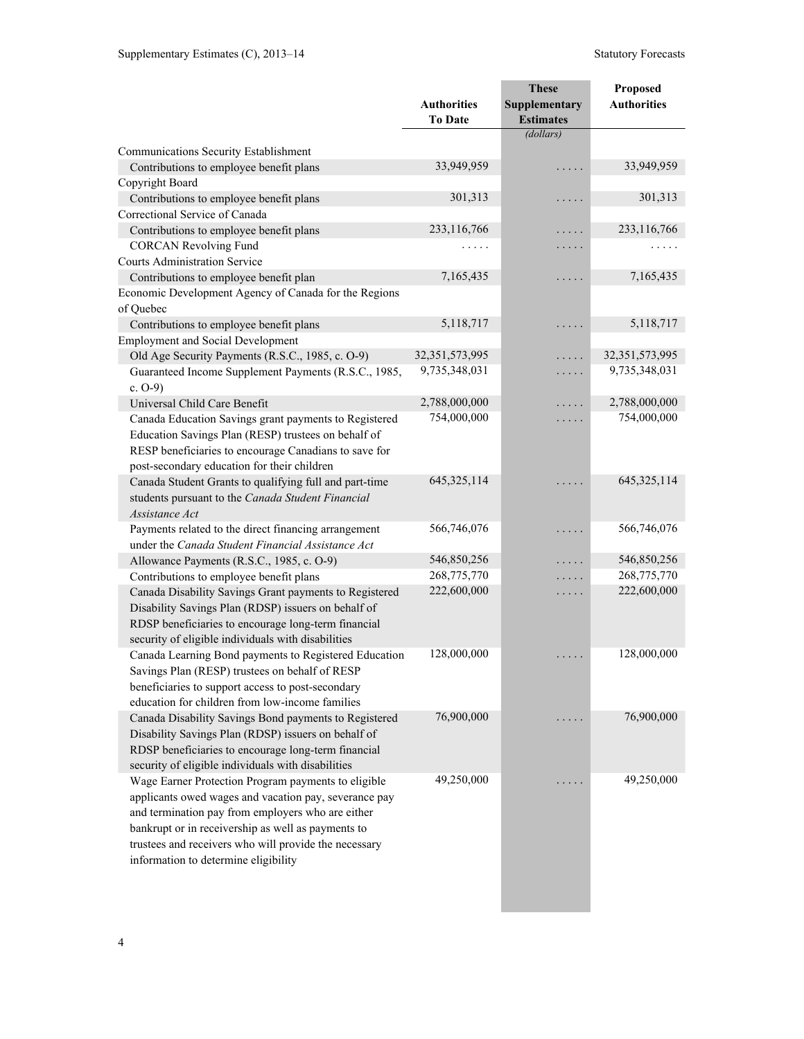| | Authorities To Date | These Supplementary Estimates | Proposed Authorities |
|---|---|---|---|
| | | *(dollars)* | |
| Communications Security Establishment | | | |
| Contributions to employee benefit plans | 33,949,959 | . . . . . | 33,949,959 |
| Copyright Board | | | |
| Contributions to employee benefit plans | 301,313 | . . . . . | 301,313 |
| Correctional Service of Canada | | | |
| Contributions to employee benefit plans | 233,116,766 | . . . . . | 233,116,766 |
| CORCAN Revolving Fund | . . . . . | . . . . . | . . . . . |
| Courts Administration Service | | | |
| Contributions to employee benefit plan | 7,165,435 | . . . . . | 7,165,435 |
| Economic Development Agency of Canada for the Regions of Quebec | | | |
| Contributions to employee benefit plans | 5,118,717 | . . . . . | 5,118,717 |
| Employment and Social Development | | | |
| Old Age Security Payments (R.S.C., 1985, c. O-9) | 32,351,573,995 | . . . . . | 32,351,573,995 |
| Guaranteed Income Supplement Payments (R.S.C., 1985, c. O-9) | 9,735,348,031 | . . . . . | 9,735,348,031 |
| Universal Child Care Benefit | 2,788,000,000 | . . . . . | 2,788,000,000 |
| Canada Education Savings grant payments to Registered Education Savings Plan (RESP) trustees on behalf of RESP beneficiaries to encourage Canadians to save for post-secondary education for their children | 754,000,000 | . . . . . | 754,000,000 |
| Canada Student Grants to qualifying full and part-time students pursuant to the *Canada Student Financial Assistance Act* | 645,325,114 | . . . . . | 645,325,114 |
| Payments related to the direct financing arrangement under the *Canada Student Financial Assistance Act* | 566,746,076 | . . . . . | 566,746,076 |
| Allowance Payments (R.S.C., 1985, c. O-9) | 546,850,256 | . . . . . | 546,850,256 |
| Contributions to employee benefit plans | 268,775,770 | . . . . . | 268,775,770 |
| Canada Disability Savings Grant payments to Registered Disability Savings Plan (RDSP) issuers on behalf of RDSP beneficiaries to encourage long-term financial security of eligible individuals with disabilities | 222,600,000 | . . . . . | 222,600,000 |
| Canada Learning Bond payments to Registered Education Savings Plan (RESP) trustees on behalf of RESP beneficiaries to support access to post-secondary education for children from low-income families | 128,000,000 | . . . . . | 128,000,000 |
| Canada Disability Savings Bond payments to Registered Disability Savings Plan (RDSP) issuers on behalf of RDSP beneficiaries to encourage long-term financial security of eligible individuals with disabilities | 76,900,000 | . . . . . | 76,900,000 |
| Wage Earner Protection Program payments to eligible applicants owed wages and vacation pay, severance pay and termination pay from employers who are either bankrupt or in receivership as well as payments to trustees and receivers who will provide the necessary information to determine eligibility | 49,250,000 | . . . . . | 49,250,000 |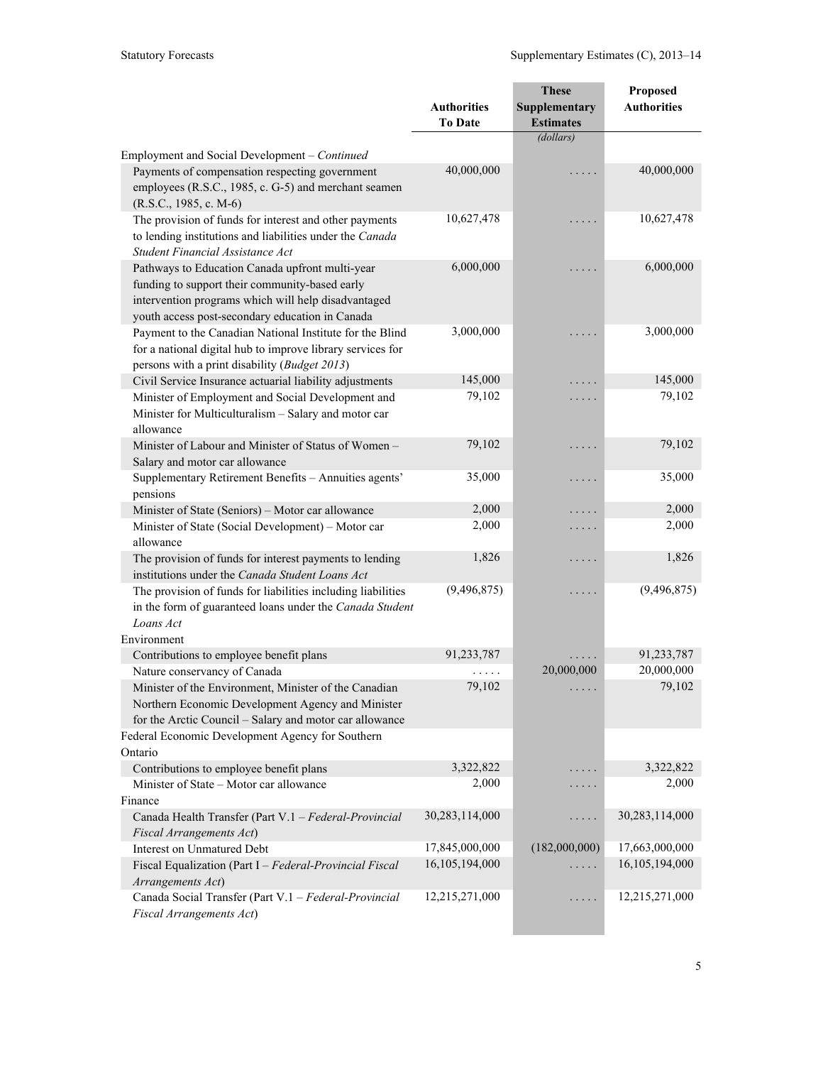| | Authorities To Date | These Supplementary Estimates | Proposed Authorities |
|---|---|---|---|
| | | *(dollars)* | |
| Employment and Social Development – *Continued* | | | |
| Payments of compensation respecting government employees (R.S.C., 1985, c. G-5) and merchant seamen (R.S.C., 1985, c. M-6) | 40,000,000 | . . . . . | 40,000,000 |
| The provision of funds for interest and other payments to lending institutions and liabilities under the *Canada Student Financial Assistance Act* | 10,627,478 | . . . . . | 10,627,478 |
| Pathways to Education Canada upfront multi-year funding to support their community-based early intervention programs which will help disadvantaged youth access post-secondary education in Canada | 6,000,000 | . . . . . | 6,000,000 |
| Payment to the Canadian National Institute for the Blind for a national digital hub to improve library services for persons with a print disability (*Budget 2013*) | 3,000,000 | . . . . . | 3,000,000 |
| Civil Service Insurance actuarial liability adjustments | 145,000 | . . . . . | 145,000 |
| Minister of Employment and Social Development and Minister for Multiculturalism – Salary and motor car allowance | 79,102 | . . . . . | 79,102 |
| Minister of Labour and Minister of Status of Women – Salary and motor car allowance | 79,102 | . . . . . | 79,102 |
| Supplementary Retirement Benefits – Annuities agents' pensions | 35,000 | . . . . . | 35,000 |
| Minister of State (Seniors) – Motor car allowance | 2,000 | . . . . . | 2,000 |
| Minister of State (Social Development) – Motor car allowance | 2,000 | . . . . . | 2,000 |
| The provision of funds for interest payments to lending institutions under the *Canada Student Loans Act* | 1,826 | . . . . . | 1,826 |
| The provision of funds for liabilities including liabilities in the form of guaranteed loans under the *Canada Student Loans Act* | (9,496,875) | . . . . . | (9,496,875) |
| Environment | | | |
| Contributions to employee benefit plans | 91,233,787 | . . . . . | 91,233,787 |
| Nature conservancy of Canada | . . . . . | 20,000,000 | 20,000,000 |
| Minister of the Environment, Minister of the Canadian Northern Economic Development Agency and Minister for the Arctic Council – Salary and motor car allowance | 79,102 | . . . . . | 79,102 |
| Federal Economic Development Agency for Southern Ontario | | | |
| Contributions to employee benefit plans | 3,322,822 | . . . . . | 3,322,822 |
| Minister of State – Motor car allowance | 2,000 | . . . . . | 2,000 |
| Finance | | | |
| Canada Health Transfer (Part V.1 – *Federal-Provincial Fiscal Arrangements Act*) | 30,283,114,000 | . . . . . | 30,283,114,000 |
| Interest on Unmatured Debt | 17,845,000,000 | (182,000,000) | 17,663,000,000 |
| Fiscal Equalization (Part I – *Federal-Provincial Fiscal Arrangements Act*) | 16,105,194,000 | . . . . . | 16,105,194,000 |
| Canada Social Transfer (Part V.1 – *Federal-Provincial Fiscal Arrangements Act*) | 12,215,271,000 | . . . . . | 12,215,271,000 |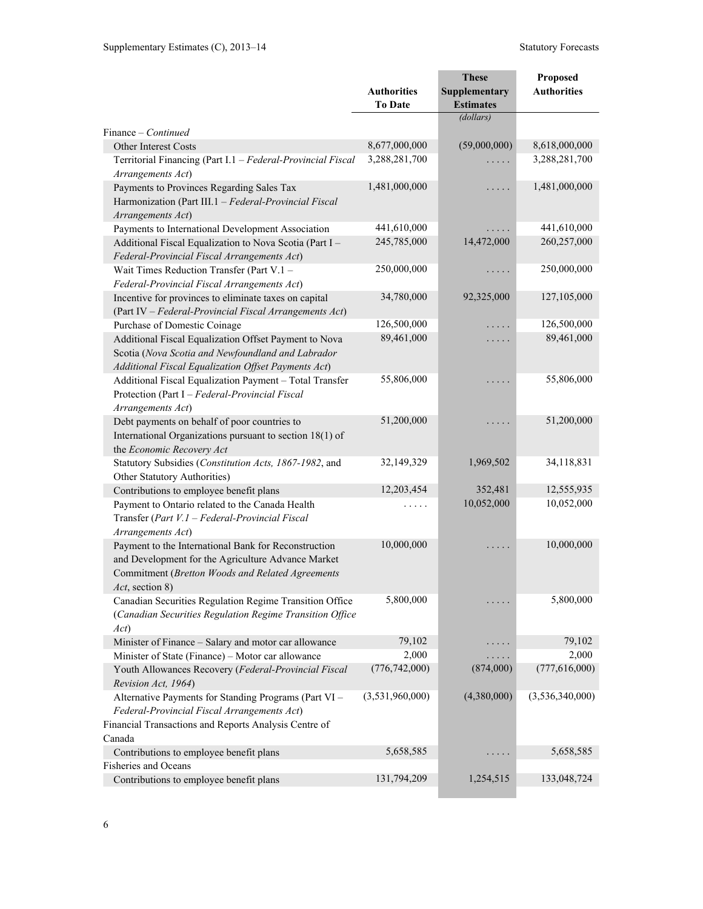| | Authorities To Date | These Supplementary Estimates | Proposed Authorities |
|---|---|---|---|
| | | (dollars) | |
| Finance – *Continued* | | | |
| Other Interest Costs | 8,677,000,000 | (59,000,000) | 8,618,000,000 |
| Territorial Financing (Part I.1 – *Federal-Provincial Fiscal Arrangements Act*) | 3,288,281,700 | . . . . . | 3,288,281,700 |
| Payments to Provinces Regarding Sales Tax Harmonization (Part III.1 – *Federal-Provincial Fiscal Arrangements Act*) | 1,481,000,000 | . . . . . | 1,481,000,000 |
| Payments to International Development Association | 441,610,000 | . . . . . | 441,610,000 |
| Additional Fiscal Equalization to Nova Scotia (Part I – *Federal-Provincial Fiscal Arrangements Act*) | 245,785,000 | 14,472,000 | 260,257,000 |
| Wait Times Reduction Transfer (Part V.1 – *Federal-Provincial Fiscal Arrangements Act*) | 250,000,000 | . . . . . | 250,000,000 |
| Incentive for provinces to eliminate taxes on capital (Part IV – *Federal-Provincial Fiscal Arrangements Act*) | 34,780,000 | 92,325,000 | 127,105,000 |
| Purchase of Domestic Coinage | 126,500,000 | . . . . . | 126,500,000 |
| Additional Fiscal Equalization Offset Payment to Nova Scotia (*Nova Scotia and Newfoundland and Labrador Additional Fiscal Equalization Offset Payments Act*) | 89,461,000 | . . . . . | 89,461,000 |
| Additional Fiscal Equalization Payment – Total Transfer Protection (Part I – *Federal-Provincial Fiscal Arrangements Act*) | 55,806,000 | . . . . . | 55,806,000 |
| Debt payments on behalf of poor countries to International Organizations pursuant to section 18(1) of the *Economic Recovery Act* | 51,200,000 | . . . . . | 51,200,000 |
| Statutory Subsidies (*Constitution Acts, 1867-1982*, and Other Statutory Authorities) | 32,149,329 | 1,969,502 | 34,118,831 |
| Contributions to employee benefit plans | 12,203,454 | 352,481 | 12,555,935 |
| Payment to Ontario related to the Canada Health Transfer (*Part V.1 – Federal-Provincial Fiscal Arrangements Act*) | . . . . . | 10,052,000 | 10,052,000 |
| Payment to the International Bank for Reconstruction and Development for the Agriculture Advance Market Commitment (*Bretton Woods and Related Agreements Act*, section 8) | 10,000,000 | . . . . . | 10,000,000 |
| Canadian Securities Regulation Regime Transition Office (*Canadian Securities Regulation Regime Transition Office Act*) | 5,800,000 | . . . . . | 5,800,000 |
| Minister of Finance – Salary and motor car allowance | 79,102 | . . . . . | 79,102 |
| Minister of State (Finance) – Motor car allowance | 2,000 | . . . . . | 2,000 |
| Youth Allowances Recovery (*Federal-Provincial Fiscal Revision Act, 1964*) | (776,742,000) | (874,000) | (777,616,000) |
| Alternative Payments for Standing Programs (Part VI – *Federal-Provincial Fiscal Arrangements Act*) | (3,531,960,000) | (4,380,000) | (3,536,340,000) |
| Financial Transactions and Reports Analysis Centre of Canada | | | |
| Contributions to employee benefit plans | 5,658,585 | . . . . . | 5,658,585 |
| Fisheries and Oceans | | | |
| Contributions to employee benefit plans | 131,794,209 | 1,254,515 | 133,048,724 |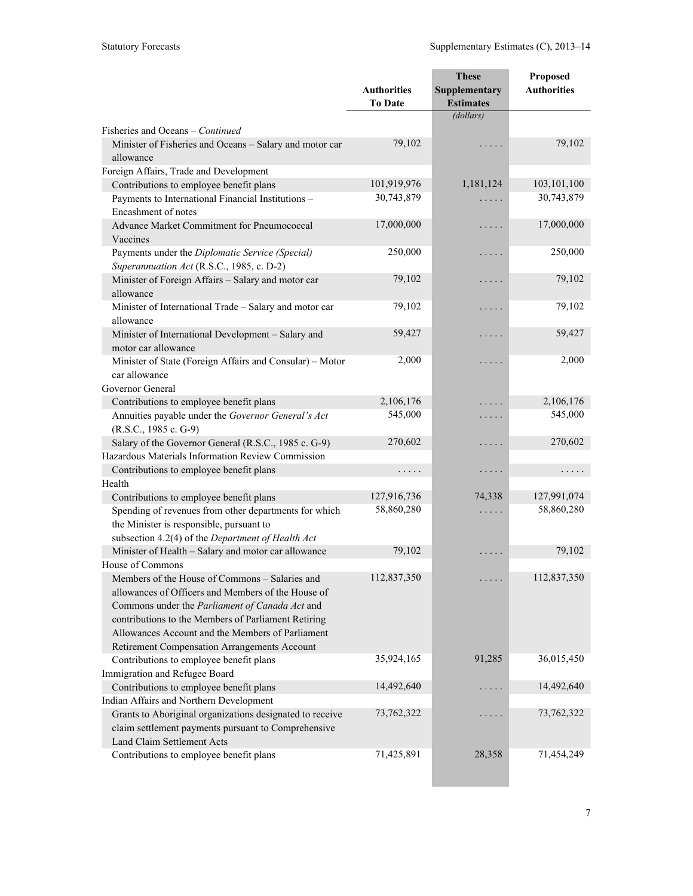| | Authorities To Date | These Supplementary Estimates | Proposed Authorities |
|---|---|---|---|
| | | (dollars) | |
| Fisheries and Oceans – *Continued* | | | |
| Minister of Fisheries and Oceans – Salary and motor car allowance | 79,102 | . . . . . | 79,102 |
| Foreign Affairs, Trade and Development | | | |
| Contributions to employee benefit plans | 101,919,976 | 1,181,124 | 103,101,100 |
| Payments to International Financial Institutions – Encashment of notes | 30,743,879 | . . . . . | 30,743,879 |
| Advance Market Commitment for Pneumococcal Vaccines | 17,000,000 | . . . . . | 17,000,000 |
| Payments under the *Diplomatic Service (Special) Superannuation Act* (R.S.C., 1985, c. D-2) | 250,000 | . . . . . | 250,000 |
| Minister of Foreign Affairs – Salary and motor car allowance | 79,102 | . . . . . | 79,102 |
| Minister of International Trade – Salary and motor car allowance | 79,102 | . . . . . | 79,102 |
| Minister of International Development – Salary and motor car allowance | 59,427 | . . . . . | 59,427 |
| Minister of State (Foreign Affairs and Consular) – Motor car allowance | 2,000 | . . . . . | 2,000 |
| Governor General | | | |
| Contributions to employee benefit plans | 2,106,176 | . . . . . | 2,106,176 |
| Annuities payable under the *Governor General's Act* (R.S.C., 1985 c. G-9) | 545,000 | . . . . . | 545,000 |
| Salary of the Governor General (R.S.C., 1985 c. G-9) | 270,602 | . . . . . | 270,602 |
| Hazardous Materials Information Review Commission | | | |
| Contributions to employee benefit plans | . . . . . | . . . . . | . . . . . |
| Health | | | |
| Contributions to employee benefit plans | 127,916,736 | 74,338 | 127,991,074 |
| Spending of revenues from other departments for which the Minister is responsible, pursuant to subsection 4.2(4) of the *Department of Health Act* | 58,860,280 | . . . . . | 58,860,280 |
| Minister of Health – Salary and motor car allowance | 79,102 | . . . . . | 79,102 |
| House of Commons | | | |
| Members of the House of Commons – Salaries and allowances of Officers and Members of the House of Commons under the *Parliament of Canada Act* and contributions to the Members of Parliament Retiring Allowances Account and the Members of Parliament Retirement Compensation Arrangements Account | 112,837,350 | . . . . . | 112,837,350 |
| Contributions to employee benefit plans | 35,924,165 | 91,285 | 36,015,450 |
| Immigration and Refugee Board | | | |
| Contributions to employee benefit plans | 14,492,640 | . . . . . | 14,492,640 |
| Indian Affairs and Northern Development | | | |
| Grants to Aboriginal organizations designated to receive claim settlement payments pursuant to Comprehensive Land Claim Settlement Acts | 73,762,322 | . . . . . | 73,762,322 |
| Contributions to employee benefit plans | 71,425,891 | 28,358 | 71,454,249 |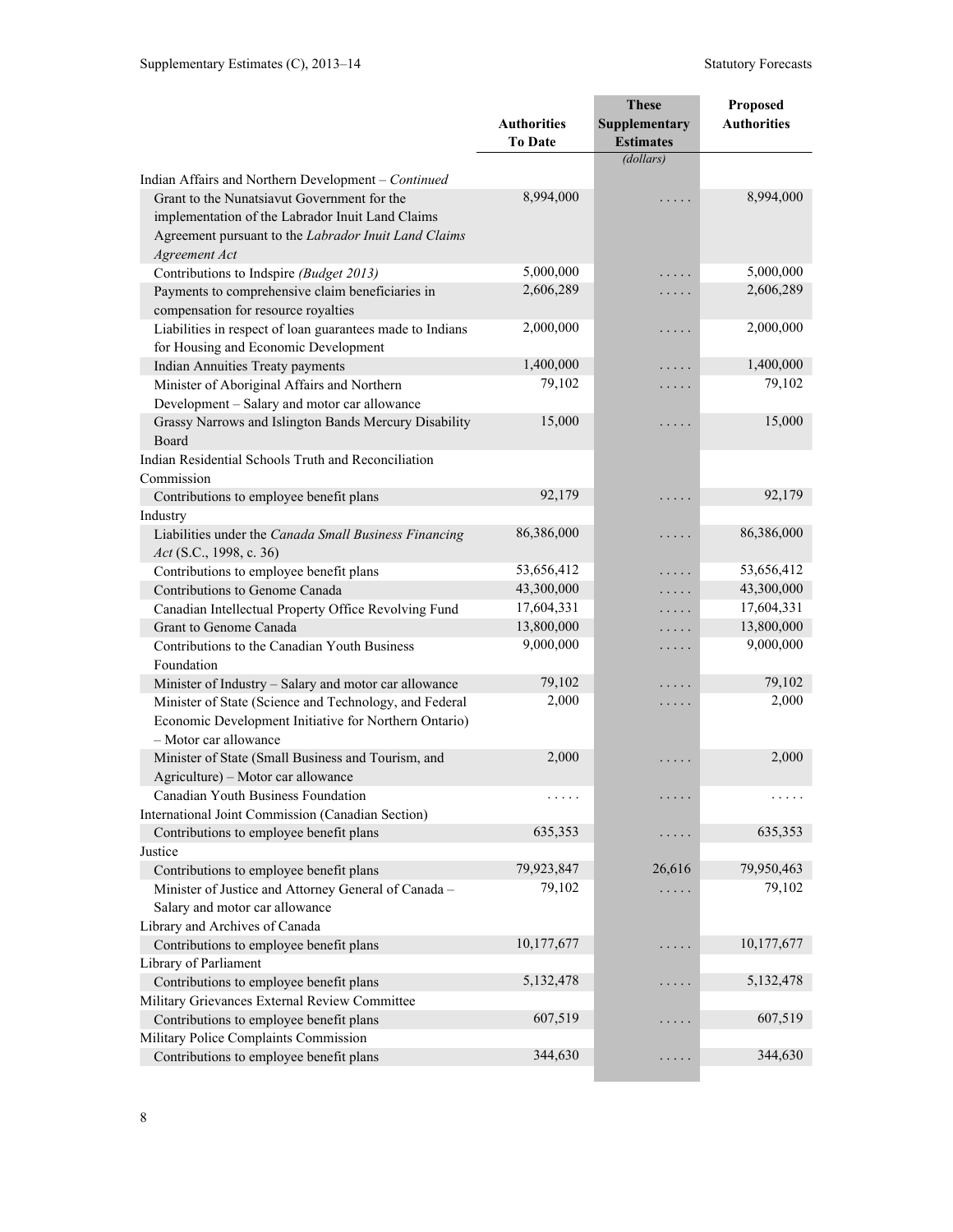| | Authorities To Date | These Supplementary Estimates | Proposed Authorities |
|---|---|---|---|
| | | *(dollars)* | |
| Indian Affairs and Northern Development – *Continued* | | | |
| Grant to the Nunatsiavut Government for the implementation of the Labrador Inuit Land Claims Agreement pursuant to the *Labrador Inuit Land Claims Agreement Act* | 8,994,000 | . . . . . | 8,994,000 |
| Contributions to Indspire *(Budget 2013)* | 5,000,000 | . . . . . | 5,000,000 |
| Payments to comprehensive claim beneficiaries in compensation for resource royalties | 2,606,289 | . . . . . | 2,606,289 |
| Liabilities in respect of loan guarantees made to Indians for Housing and Economic Development | 2,000,000 | . . . . . | 2,000,000 |
| Indian Annuities Treaty payments | 1,400,000 | . . . . . | 1,400,000 |
| Minister of Aboriginal Affairs and Northern Development – Salary and motor car allowance | 79,102 | . . . . . | 79,102 |
| Grassy Narrows and Islington Bands Mercury Disability Board | 15,000 | . . . . . | 15,000 |
| Indian Residential Schools Truth and Reconciliation Commission | | | |
| Contributions to employee benefit plans | 92,179 | . . . . . | 92,179 |
| Industry | | | |
| Liabilities under the *Canada Small Business Financing Act* (S.C., 1998, c. 36) | 86,386,000 | . . . . . | 86,386,000 |
| Contributions to employee benefit plans | 53,656,412 | . . . . . | 53,656,412 |
| Contributions to Genome Canada | 43,300,000 | . . . . . | 43,300,000 |
| Canadian Intellectual Property Office Revolving Fund | 17,604,331 | . . . . . | 17,604,331 |
| Grant to Genome Canada | 13,800,000 | . . . . . | 13,800,000 |
| Contributions to the Canadian Youth Business Foundation | 9,000,000 | . . . . . | 9,000,000 |
| Minister of Industry – Salary and motor car allowance | 79,102 | . . . . . | 79,102 |
| Minister of State (Science and Technology, and Federal Economic Development Initiative for Northern Ontario) – Motor car allowance | 2,000 | . . . . . | 2,000 |
| Minister of State (Small Business and Tourism, and Agriculture) – Motor car allowance | 2,000 | . . . . . | 2,000 |
| Canadian Youth Business Foundation | . . . . . | . . . . . | . . . . . |
| International Joint Commission (Canadian Section) | | | |
| Contributions to employee benefit plans | 635,353 | . . . . . | 635,353 |
| Justice | | | |
| Contributions to employee benefit plans | 79,923,847 | 26,616 | 79,950,463 |
| Minister of Justice and Attorney General of Canada – Salary and motor car allowance | 79,102 | . . . . . | 79,102 |
| Library and Archives of Canada | | | |
| Contributions to employee benefit plans | 10,177,677 | . . . . . | 10,177,677 |
| Library of Parliament | | | |
| Contributions to employee benefit plans | 5,132,478 | . . . . . | 5,132,478 |
| Military Grievances External Review Committee | | | |
| Contributions to employee benefit plans | 607,519 | . . . . . | 607,519 |
| Military Police Complaints Commission | | | |
| Contributions to employee benefit plans | 344,630 | . . . . . | 344,630 |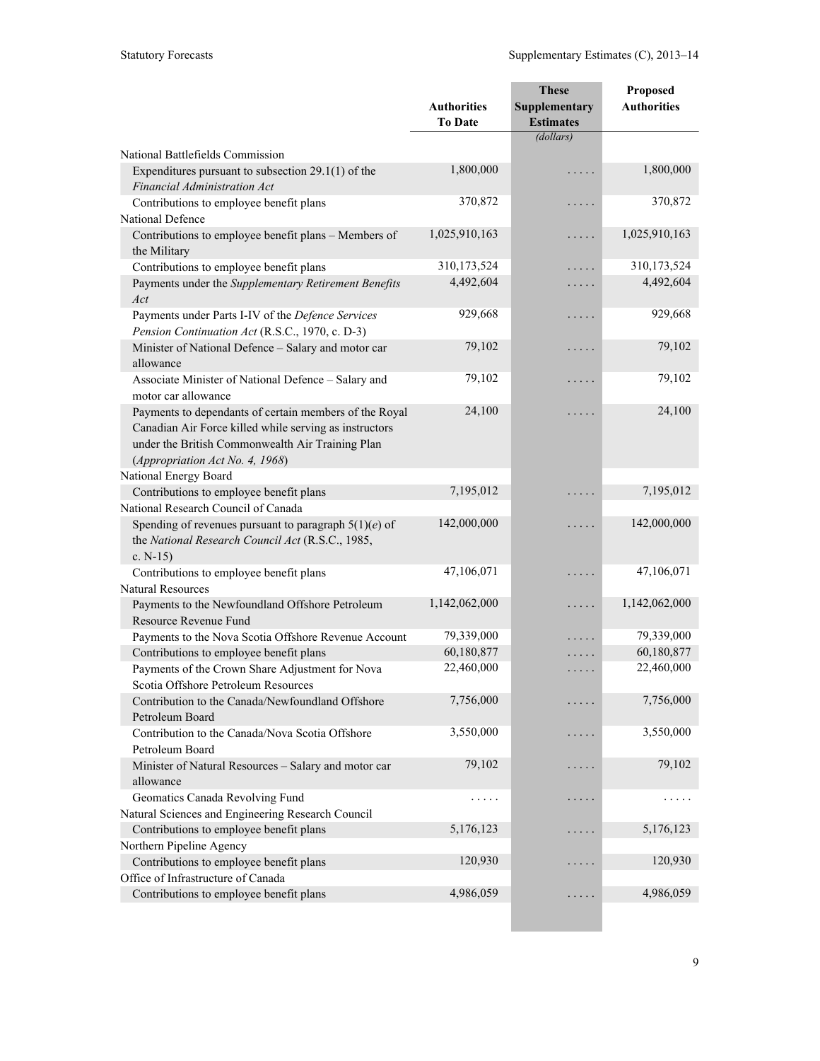| | Authorities To Date | These Supplementary Estimates | Proposed Authorities |
|---|---|---|---|
| | | *(dollars)* | |
| National Battlefields Commission | | | |
| Expenditures pursuant to subsection 29.1(1) of the *Financial Administration Act* | 1,800,000 | . . . . . | 1,800,000 |
| Contributions to employee benefit plans | 370,872 | . . . . . | 370,872 |
| National Defence | | | |
| Contributions to employee benefit plans – Members of the Military | 1,025,910,163 | . . . . . | 1,025,910,163 |
| Contributions to employee benefit plans | 310,173,524 | . . . . . | 310,173,524 |
| Payments under the *Supplementary Retirement Benefits Act* | 4,492,604 | . . . . . | 4,492,604 |
| Payments under Parts I-IV of the *Defence Services Pension Continuation Act* (R.S.C., 1970, c. D-3) | 929,668 | . . . . . | 929,668 |
| Minister of National Defence – Salary and motor car allowance | 79,102 | . . . . . | 79,102 |
| Associate Minister of National Defence – Salary and motor car allowance | 79,102 | . . . . . | 79,102 |
| Payments to dependants of certain members of the Royal Canadian Air Force killed while serving as instructors under the British Commonwealth Air Training Plan (*Appropriation Act No. 4, 1968*) | 24,100 | . . . . . | 24,100 |
| National Energy Board | | | |
| Contributions to employee benefit plans | 7,195,012 | . . . . . | 7,195,012 |
| National Research Council of Canada | | | |
| Spending of revenues pursuant to paragraph 5(1)(*e*) of the *National Research Council Act* (R.S.C., 1985, c. N-15) | 142,000,000 | . . . . . | 142,000,000 |
| Contributions to employee benefit plans | 47,106,071 | . . . . . | 47,106,071 |
| Natural Resources | | | |
| Payments to the Newfoundland Offshore Petroleum Resource Revenue Fund | 1,142,062,000 | . . . . . | 1,142,062,000 |
| Payments to the Nova Scotia Offshore Revenue Account | 79,339,000 | . . . . . | 79,339,000 |
| Contributions to employee benefit plans | 60,180,877 | . . . . . | 60,180,877 |
| Payments of the Crown Share Adjustment for Nova Scotia Offshore Petroleum Resources | 22,460,000 | . . . . . | 22,460,000 |
| Contribution to the Canada/Newfoundland Offshore Petroleum Board | 7,756,000 | . . . . . | 7,756,000 |
| Contribution to the Canada/Nova Scotia Offshore Petroleum Board | 3,550,000 | . . . . . | 3,550,000 |
| Minister of Natural Resources – Salary and motor car allowance | 79,102 | . . . . . | 79,102 |
| Geomatics Canada Revolving Fund | . . . . . | . . . . . | . . . . . |
| Natural Sciences and Engineering Research Council | | | |
| Contributions to employee benefit plans | 5,176,123 | . . . . . | 5,176,123 |
| Northern Pipeline Agency | | | |
| Contributions to employee benefit plans | 120,930 | . . . . . | 120,930 |
| Office of Infrastructure of Canada | | | |
| Contributions to employee benefit plans | 4,986,059 | . . . . . | 4,986,059 |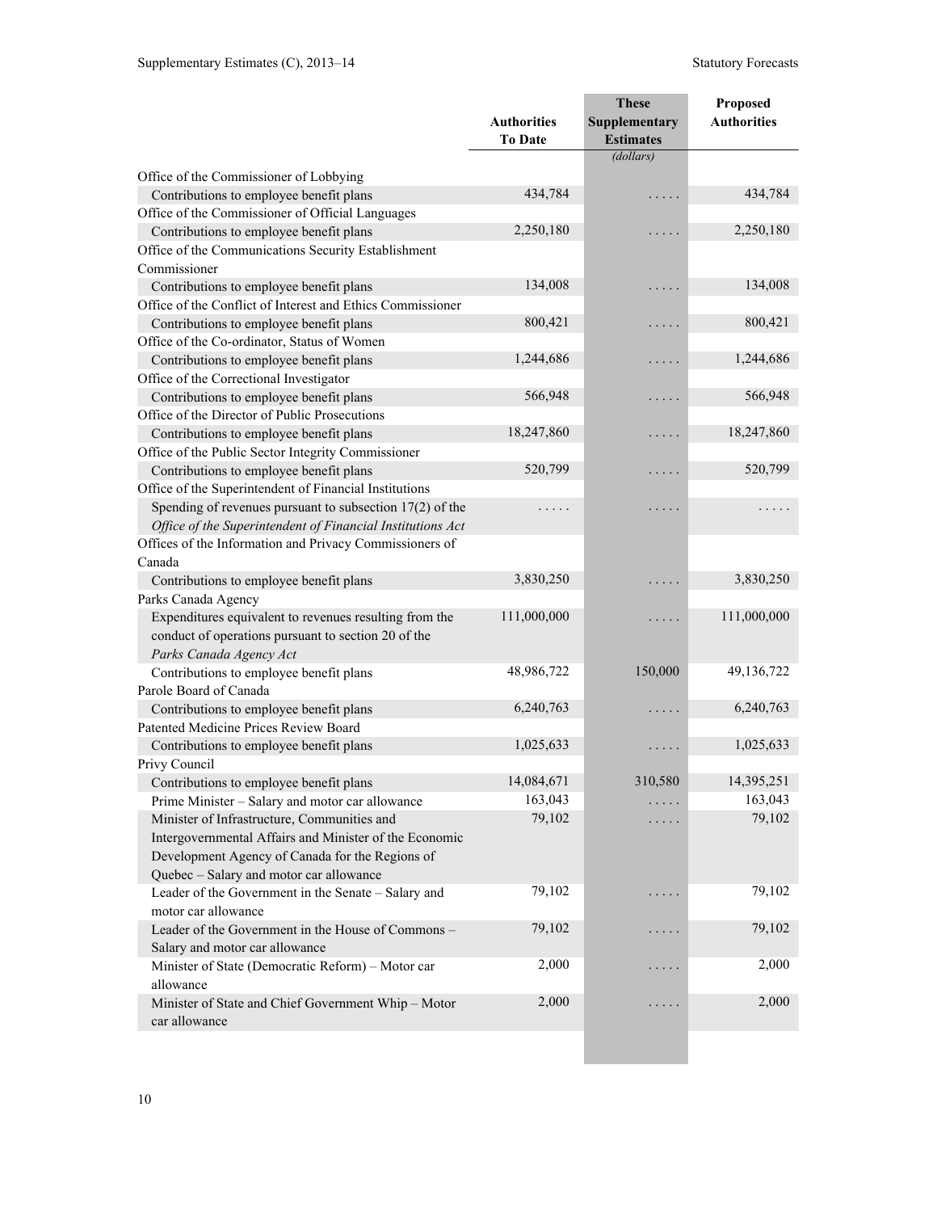| | Authorities To Date | These Supplementary Estimates | Proposed Authorities |
|---|---|---|---|
| | | (dollars) | |
| Office of the Commissioner of Lobbying | | | |
| Contributions to employee benefit plans | 434,784 | . . . . . | 434,784 |
| Office of the Commissioner of Official Languages | | | |
| Contributions to employee benefit plans | 2,250,180 | . . . . . | 2,250,180 |
| Office of the Communications Security Establishment Commissioner | | | |
| Contributions to employee benefit plans | 134,008 | . . . . . | 134,008 |
| Office of the Conflict of Interest and Ethics Commissioner | | | |
| Contributions to employee benefit plans | 800,421 | . . . . . | 800,421 |
| Office of the Co-ordinator, Status of Women | | | |
| Contributions to employee benefit plans | 1,244,686 | . . . . . | 1,244,686 |
| Office of the Correctional Investigator | | | |
| Contributions to employee benefit plans | 566,948 | . . . . . | 566,948 |
| Office of the Director of Public Prosecutions | | | |
| Contributions to employee benefit plans | 18,247,860 | . . . . . | 18,247,860 |
| Office of the Public Sector Integrity Commissioner | | | |
| Contributions to employee benefit plans | 520,799 | . . . . . | 520,799 |
| Office of the Superintendent of Financial Institutions | | | |
| Spending of revenues pursuant to subsection 17(2) of the *Office of the Superintendent of Financial Institutions Act* | . . . . . | . . . . . | . . . . . |
| Offices of the Information and Privacy Commissioners of Canada | | | |
| Contributions to employee benefit plans | 3,830,250 | . . . . . | 3,830,250 |
| Parks Canada Agency | | | |
| Expenditures equivalent to revenues resulting from the conduct of operations pursuant to section 20 of the *Parks Canada Agency Act* | 111,000,000 | . . . . . | 111,000,000 |
| Contributions to employee benefit plans | 48,986,722 | 150,000 | 49,136,722 |
| Parole Board of Canada | | | |
| Contributions to employee benefit plans | 6,240,763 | . . . . . | 6,240,763 |
| Patented Medicine Prices Review Board | | | |
| Contributions to employee benefit plans | 1,025,633 | . . . . . | 1,025,633 |
| Privy Council | | | |
| Contributions to employee benefit plans | 14,084,671 | 310,580 | 14,395,251 |
| Prime Minister – Salary and motor car allowance | 163,043 | . . . . . | 163,043 |
| Minister of Infrastructure, Communities and Intergovernmental Affairs and Minister of the Economic Development Agency of Canada for the Regions of Quebec – Salary and motor car allowance | 79,102 | . . . . . | 79,102 |
| Leader of the Government in the Senate – Salary and motor car allowance | 79,102 | . . . . . | 79,102 |
| Leader of the Government in the House of Commons – Salary and motor car allowance | 79,102 | . . . . . | 79,102 |
| Minister of State (Democratic Reform) – Motor car allowance | 2,000 | . . . . . | 2,000 |
| Minister of State and Chief Government Whip – Motor car allowance | 2,000 | . . . . . | 2,000 |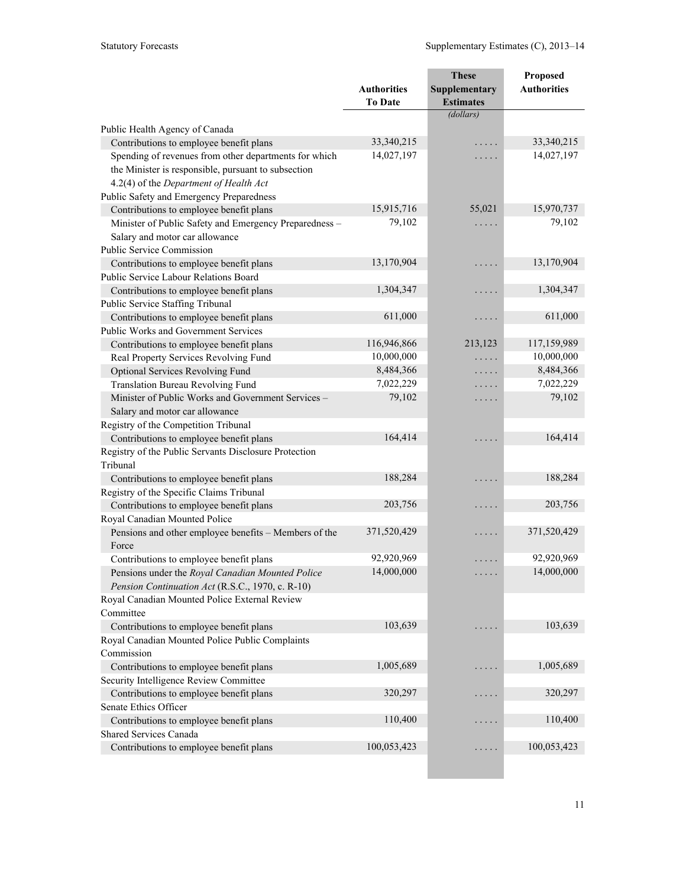| | Authorities To Date | These Supplementary Estimates | Proposed Authorities |
|---|---|---|---|
| | | *(dollars)* | |
| Public Health Agency of Canada | | | |
| Contributions to employee benefit plans | 33,340,215 | . . . . . | 33,340,215 |
| Spending of revenues from other departments for which the Minister is responsible, pursuant to subsection 4.2(4) of the *Department of Health Act* | 14,027,197 | . . . . . | 14,027,197 |
| Public Safety and Emergency Preparedness | | | |
| Contributions to employee benefit plans | 15,915,716 | 55,021 | 15,970,737 |
| Minister of Public Safety and Emergency Preparedness – Salary and motor car allowance | 79,102 | . . . . . | 79,102 |
| Public Service Commission | | | |
| Contributions to employee benefit plans | 13,170,904 | . . . . . | 13,170,904 |
| Public Service Labour Relations Board | | | |
| Contributions to employee benefit plans | 1,304,347 | . . . . . | 1,304,347 |
| Public Service Staffing Tribunal | | | |
| Contributions to employee benefit plans | 611,000 | . . . . . | 611,000 |
| Public Works and Government Services | | | |
| Contributions to employee benefit plans | 116,946,866 | 213,123 | 117,159,989 |
| Real Property Services Revolving Fund | 10,000,000 | . . . . . | 10,000,000 |
| Optional Services Revolving Fund | 8,484,366 | . . . . . | 8,484,366 |
| Translation Bureau Revolving Fund | 7,022,229 | . . . . . | 7,022,229 |
| Minister of Public Works and Government Services – Salary and motor car allowance | 79,102 | . . . . . | 79,102 |
| Registry of the Competition Tribunal | | | |
| Contributions to employee benefit plans | 164,414 | . . . . . | 164,414 |
| Registry of the Public Servants Disclosure Protection Tribunal | | | |
| Contributions to employee benefit plans | 188,284 | . . . . . | 188,284 |
| Registry of the Specific Claims Tribunal | | | |
| Contributions to employee benefit plans | 203,756 | . . . . . | 203,756 |
| Royal Canadian Mounted Police | | | |
| Pensions and other employee benefits – Members of the Force | 371,520,429 | . . . . . | 371,520,429 |
| Contributions to employee benefit plans | 92,920,969 | . . . . . | 92,920,969 |
| Pensions under the *Royal Canadian Mounted Police Pension Continuation Act* (R.S.C., 1970, c. R-10) | 14,000,000 | . . . . . | 14,000,000 |
| Royal Canadian Mounted Police External Review Committee | | | |
| Contributions to employee benefit plans | 103,639 | . . . . . | 103,639 |
| Royal Canadian Mounted Police Public Complaints Commission | | | |
| Contributions to employee benefit plans | 1,005,689 | . . . . . | 1,005,689 |
| Security Intelligence Review Committee | | | |
| Contributions to employee benefit plans | 320,297 | . . . . . | 320,297 |
| Senate Ethics Officer | | | |
| Contributions to employee benefit plans | 110,400 | . . . . . | 110,400 |
| Shared Services Canada | | | |
| Contributions to employee benefit plans | 100,053,423 | . . . . . | 100,053,423 |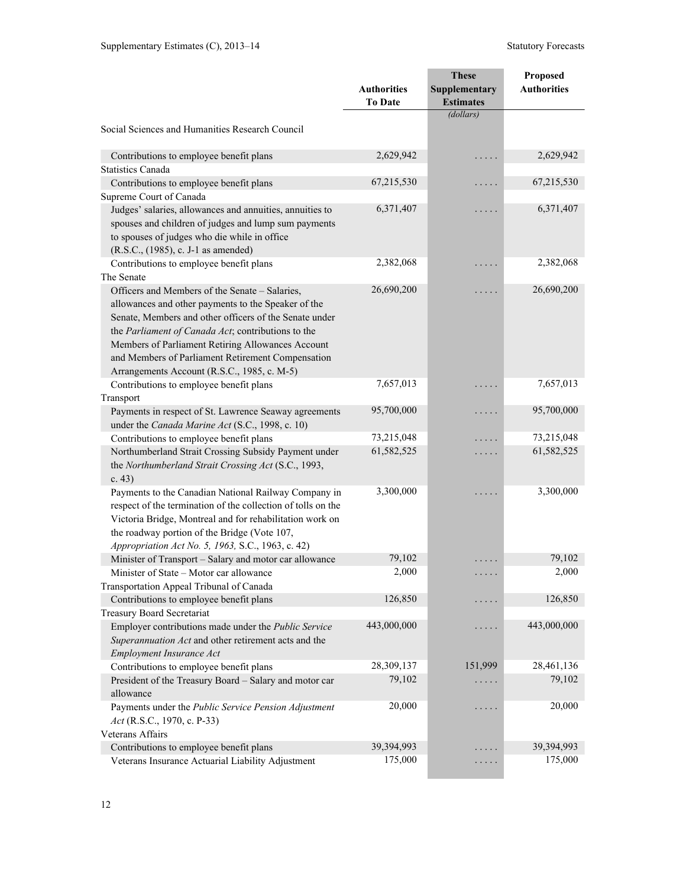| | Authorities To Date | These Supplementary Estimates | Proposed Authorities |
|---|---|---|---|
| | | *(dollars)* | |
| Social Sciences and Humanities Research Council | | | |
| Contributions to employee benefit plans | 2,629,942 | . . . . . | 2,629,942 |
| Statistics Canada | | | |
| Contributions to employee benefit plans | 67,215,530 | . . . . . | 67,215,530 |
| Supreme Court of Canada | | | |
| Judges' salaries, allowances and annuities, annuities to spouses and children of judges and lump sum payments to spouses of judges who die while in office (R.S.C., (1985), c. J-1 as amended) | 6,371,407 | . . . . . | 6,371,407 |
| Contributions to employee benefit plans | 2,382,068 | . . . . . | 2,382,068 |
| The Senate | | | |
| Officers and Members of the Senate – Salaries, allowances and other payments to the Speaker of the Senate, Members and other officers of the Senate under the *Parliament of Canada Act*; contributions to the Members of Parliament Retiring Allowances Account and Members of Parliament Retirement Compensation Arrangements Account (R.S.C., 1985, c. M-5) | 26,690,200 | . . . . . | 26,690,200 |
| Contributions to employee benefit plans | 7,657,013 | . . . . . | 7,657,013 |
| Transport | | | |
| Payments in respect of St. Lawrence Seaway agreements under the *Canada Marine Act* (S.C., 1998, c. 10) | 95,700,000 | . . . . . | 95,700,000 |
| Contributions to employee benefit plans | 73,215,048 | . . . . . | 73,215,048 |
| Northumberland Strait Crossing Subsidy Payment under the *Northumberland Strait Crossing Act* (S.C., 1993, c. 43) | 61,582,525 | . . . . . | 61,582,525 |
| Payments to the Canadian National Railway Company in respect of the termination of the collection of tolls on the Victoria Bridge, Montreal and for rehabilitation work on the roadway portion of the Bridge (Vote 107, *Appropriation Act No. 5, 1963,* S.C., 1963, c. 42) | 3,300,000 | . . . . . | 3,300,000 |
| Minister of Transport – Salary and motor car allowance | 79,102 | . . . . . | 79,102 |
| Minister of State – Motor car allowance | 2,000 | . . . . . | 2,000 |
| Transportation Appeal Tribunal of Canada | | | |
| Contributions to employee benefit plans | 126,850 | . . . . . | 126,850 |
| Treasury Board Secretariat | | | |
| Employer contributions made under the *Public Service Superannuation Act* and other retirement acts and the *Employment Insurance Act* | 443,000,000 | . . . . . | 443,000,000 |
| Contributions to employee benefit plans | 28,309,137 | 151,999 | 28,461,136 |
| President of the Treasury Board – Salary and motor car allowance | 79,102 | . . . . . | 79,102 |
| Payments under the *Public Service Pension Adjustment Act* (R.S.C., 1970, c. P-33) | 20,000 | . . . . . | 20,000 |
| Veterans Affairs | | | |
| Contributions to employee benefit plans | 39,394,993 | . . . . . | 39,394,993 |
| Veterans Insurance Actuarial Liability Adjustment | 175,000 | . . . . . | 175,000 |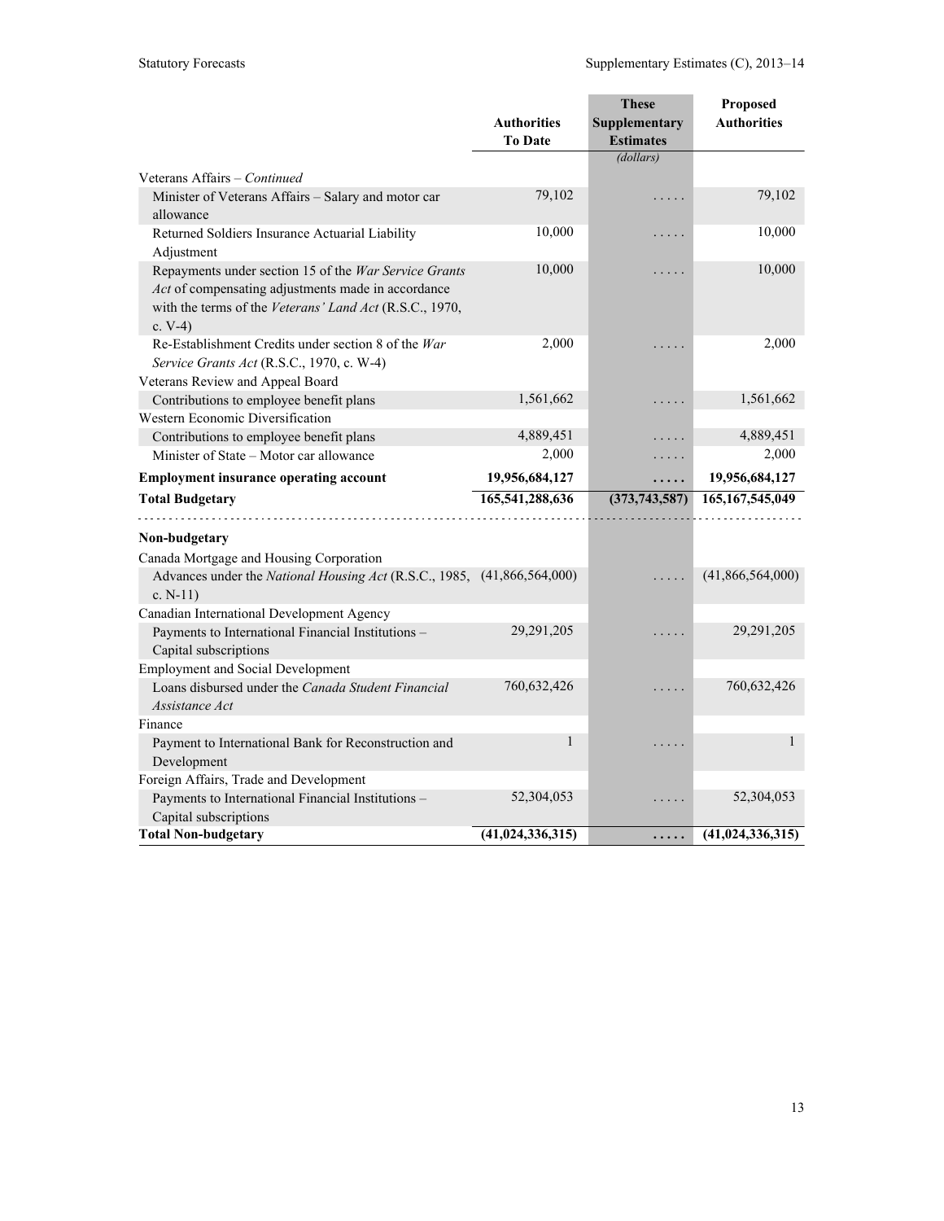| | Authorities To Date | These Supplementary Estimates | Proposed Authorities |
|---|---|---|---|
| | | *(dollars)* | |
| Veterans Affairs – *Continued* | | | |
| Minister of Veterans Affairs – Salary and motor car allowance | 79,102 | . . . . . | 79,102 |
| Returned Soldiers Insurance Actuarial Liability Adjustment | 10,000 | . . . . . | 10,000 |
| Repayments under section 15 of the *War Service Grants Act* of compensating adjustments made in accordance with the terms of the *Veterans' Land Act* (R.S.C., 1970, c. V-4) | 10,000 | . . . . . | 10,000 |
| Re-Establishment Credits under section 8 of the *War Service Grants Act* (R.S.C., 1970, c. W-4) | 2,000 | . . . . . | 2,000 |
| Veterans Review and Appeal Board | | | |
| Contributions to employee benefit plans | 1,561,662 | . . . . . | 1,561,662 |
| Western Economic Diversification | | | |
| Contributions to employee benefit plans | 4,889,451 | . . . . . | 4,889,451 |
| Minister of State – Motor car allowance | 2,000 | . . . . . | 2,000 |
| **Employment insurance operating account** | **19,956,684,127** | **. . . . .** | **19,956,684,127** |
| **Total Budgetary** | **165,541,288,636** | **(373,743,587)** | **165,167,545,049** |
| **Non-budgetary** | | | |
| Canada Mortgage and Housing Corporation | | | |
| Advances under the *National Housing Act* (R.S.C., 1985, c. N-11) | (41,866,564,000) | . . . . . | (41,866,564,000) |
| Canadian International Development Agency | | | |
| Payments to International Financial Institutions – Capital subscriptions | 29,291,205 | . . . . . | 29,291,205 |
| Employment and Social Development | | | |
| Loans disbursed under the *Canada Student Financial Assistance Act* | 760,632,426 | . . . . . | 760,632,426 |
| Finance | | | |
| Payment to International Bank for Reconstruction and Development | 1 | . . . . . | 1 |
| Foreign Affairs, Trade and Development | | | |
| Payments to International Financial Institutions – Capital subscriptions | 52,304,053 | . . . . . | 52,304,053 |
| **Total Non-budgetary** | **(41,024,336,315)** | **. . . . .** | **(41,024,336,315)** |